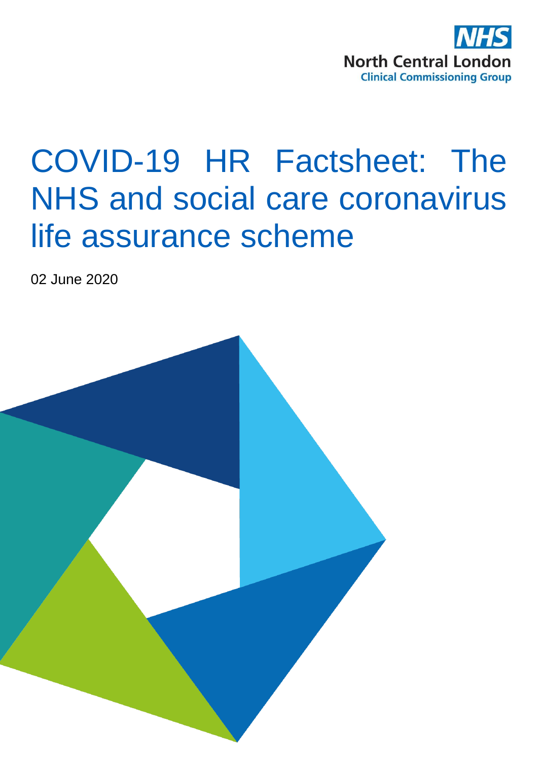NHS
North Central London
Clinical Commissioning Group

# COVID-19 HR Factsheet: The NHS and social care coronavirus life assurance scheme

02 June 2020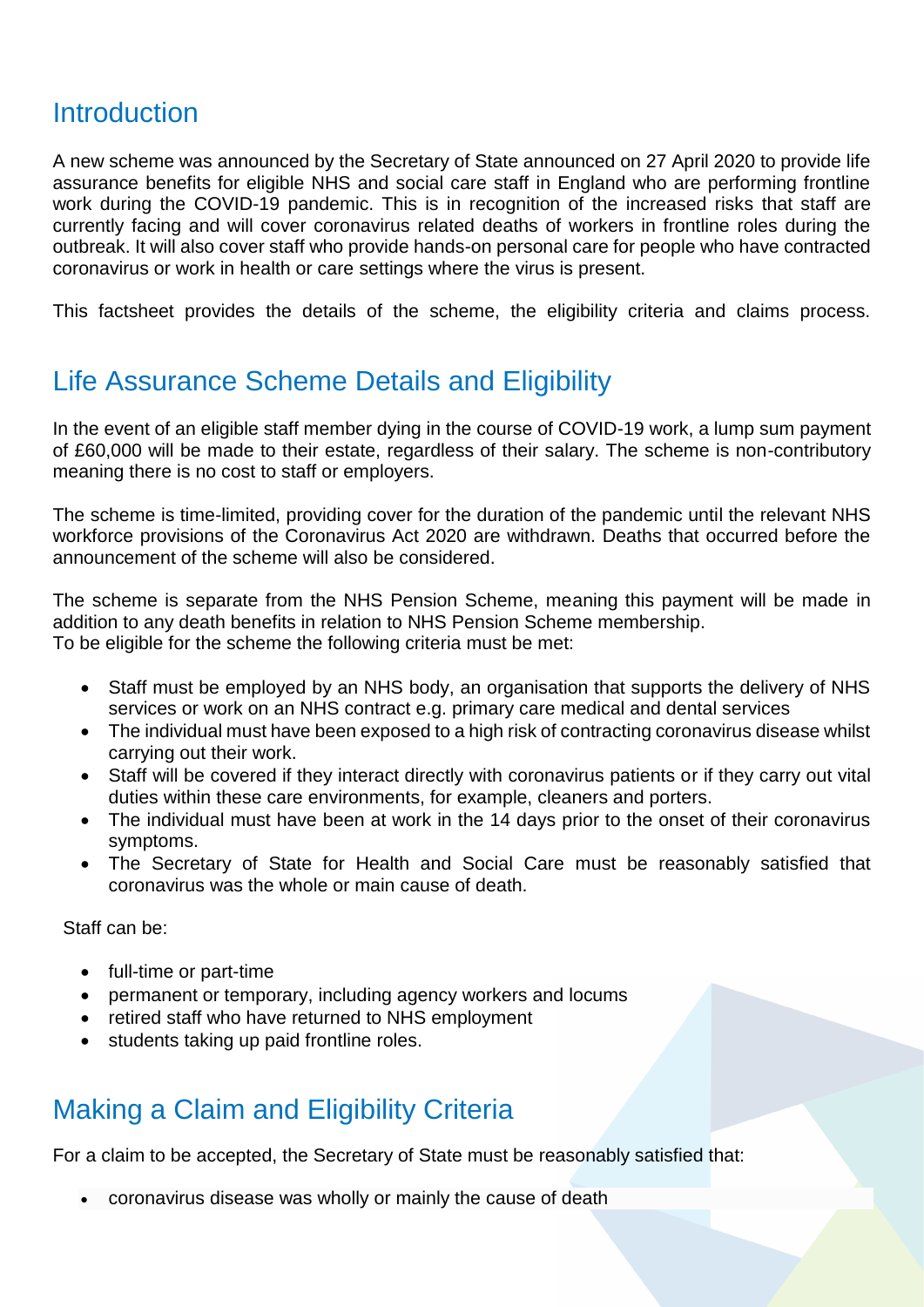## Introduction

A new scheme was announced by the Secretary of State announced on 27 April 2020 to provide life assurance benefits for eligible NHS and social care staff in England who are performing frontline work during the COVID-19 pandemic. This is in recognition of the increased risks that staff are currently facing and will cover coronavirus related deaths of workers in frontline roles during the outbreak. It will also cover staff who provide hands-on personal care for people who have contracted coronavirus or work in health or care settings where the virus is present.

This factsheet provides the details of the scheme, the eligibility criteria and claims process.

## Life Assurance Scheme Details and Eligibility

In the event of an eligible staff member dying in the course of COVID-19 work, a lump sum payment of £60,000 will be made to their estate, regardless of their salary. The scheme is non-contributory meaning there is no cost to staff or employers.

The scheme is time-limited, providing cover for the duration of the pandemic until the relevant NHS workforce provisions of the Coronavirus Act 2020 are withdrawn. Deaths that occurred before the announcement of the scheme will also be considered.

The scheme is separate from the NHS Pension Scheme, meaning this payment will be made in addition to any death benefits in relation to NHS Pension Scheme membership.
To be eligible for the scheme the following criteria must be met:

- Staff must be employed by an NHS body, an organisation that supports the delivery of NHS services or work on an NHS contract e.g. primary care medical and dental services
- The individual must have been exposed to a high risk of contracting coronavirus disease whilst carrying out their work.
- Staff will be covered if they interact directly with coronavirus patients or if they carry out vital duties within these care environments, for example, cleaners and porters.
- The individual must have been at work in the 14 days prior to the onset of their coronavirus symptoms.
- The Secretary of State for Health and Social Care must be reasonably satisfied that coronavirus was the whole or main cause of death.

Staff can be:

- full-time or part-time
- permanent or temporary, including agency workers and locums
- retired staff who have returned to NHS employment
- students taking up paid frontline roles.

## Making a Claim and Eligibility Criteria

For a claim to be accepted, the Secretary of State must be reasonably satisfied that:

- coronavirus disease was wholly or mainly the cause of death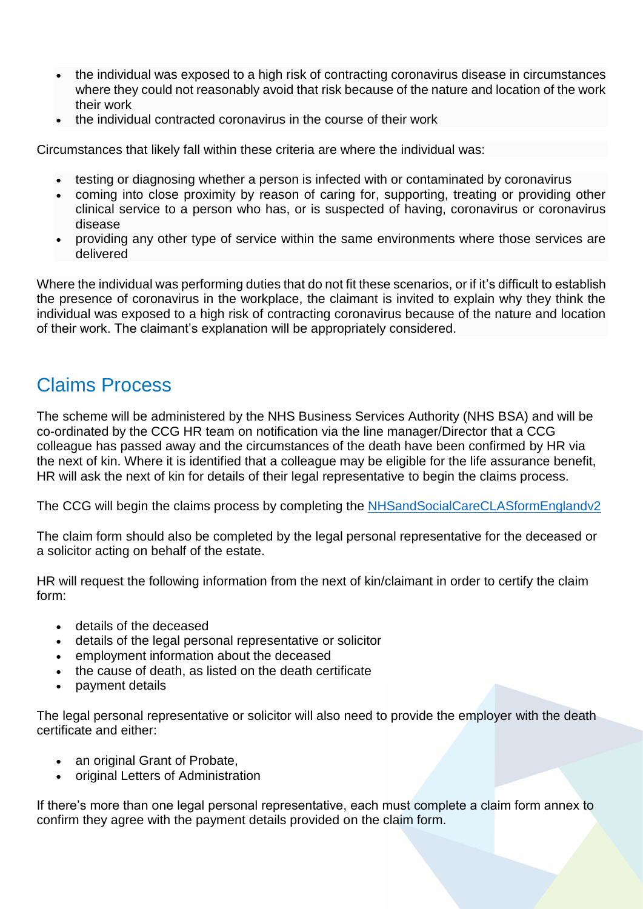- the individual was exposed to a high risk of contracting coronavirus disease in circumstances where they could not reasonably avoid that risk because of the nature and location of the work their work
- the individual contracted coronavirus in the course of their work

Circumstances that likely fall within these criteria are where the individual was:

- testing or diagnosing whether a person is infected with or contaminated by coronavirus
- coming into close proximity by reason of caring for, supporting, treating or providing other clinical service to a person who has, or is suspected of having, coronavirus or coronavirus disease
- providing any other type of service within the same environments where those services are delivered

Where the individual was performing duties that do not fit these scenarios, or if it's difficult to establish the presence of coronavirus in the workplace, the claimant is invited to explain why they think the individual was exposed to a high risk of contracting coronavirus because of the nature and location of their work. The claimant's explanation will be appropriately considered.

## Claims Process

The scheme will be administered by the NHS Business Services Authority (NHS BSA) and will be co-ordinated by the CCG HR team on notification via the line manager/Director that a CCG colleague has passed away and the circumstances of the death have been confirmed by HR via the next of kin. Where it is identified that a colleague may be eligible for the life assurance benefit, HR will ask the next of kin for details of their legal representative to begin the claims process.

The CCG will begin the claims process by completing the [NHSandSocialCareCLASformEnglandv2]()

The claim form should also be completed by the legal personal representative for the deceased or a solicitor acting on behalf of the estate.

HR will request the following information from the next of kin/claimant in order to certify the claim form:

- details of the deceased
- details of the legal personal representative or solicitor
- employment information about the deceased
- the cause of death, as listed on the death certificate
- payment details

The legal personal representative or solicitor will also need to provide the employer with the death certificate and either:

- an original Grant of Probate,
- original Letters of Administration

If there's more than one legal personal representative, each must complete a claim form annex to confirm they agree with the payment details provided on the claim form.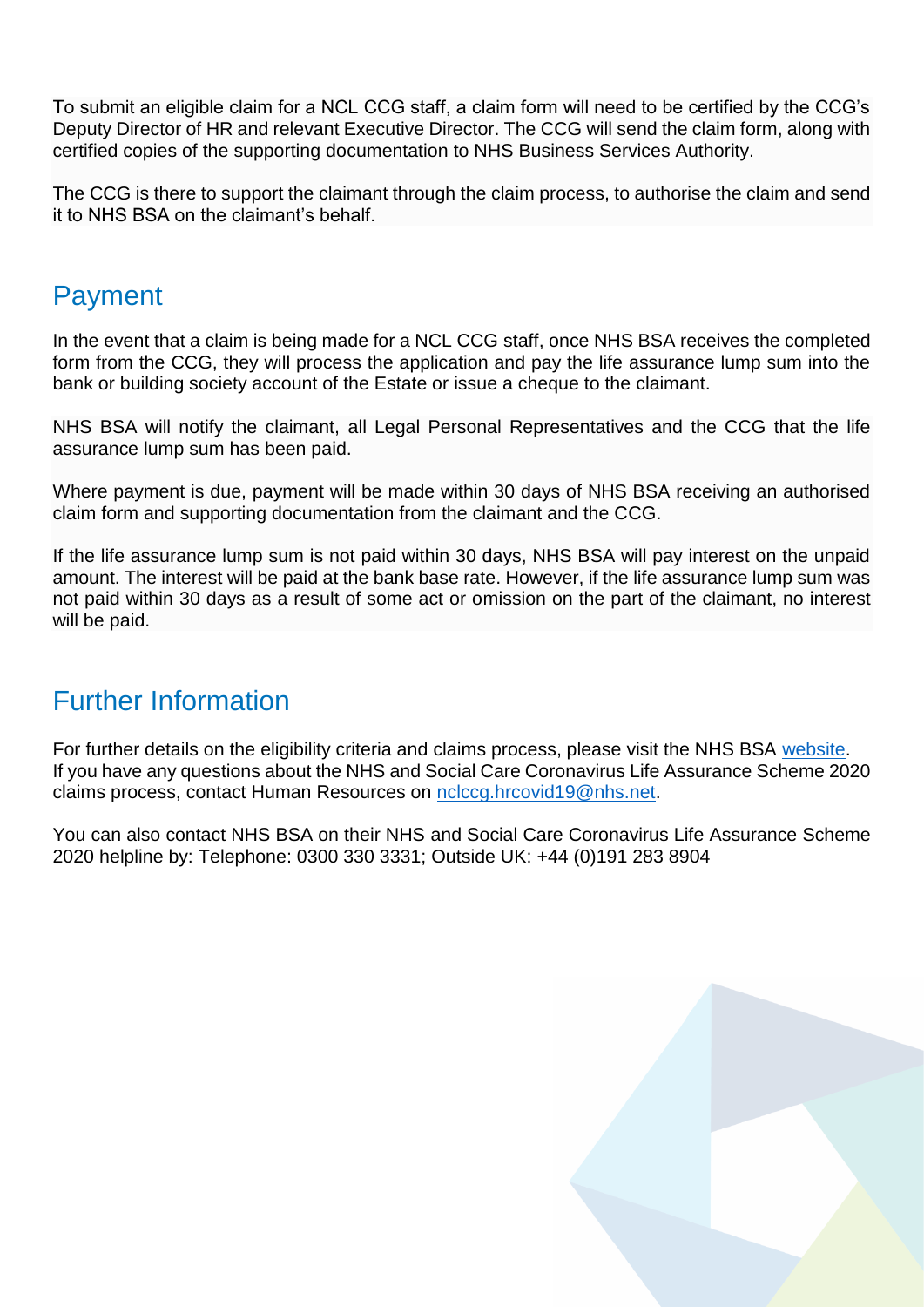To submit an eligible claim for a NCL CCG staff, a claim form will need to be certified by the CCG's Deputy Director of HR and relevant Executive Director. The CCG will send the claim form, along with certified copies of the supporting documentation to NHS Business Services Authority.

The CCG is there to support the claimant through the claim process, to authorise the claim and send it to NHS BSA on the claimant's behalf.

## Payment

In the event that a claim is being made for a NCL CCG staff, once NHS BSA receives the completed form from the CCG, they will process the application and pay the life assurance lump sum into the bank or building society account of the Estate or issue a cheque to the claimant.

NHS BSA will notify the claimant, all Legal Personal Representatives and the CCG that the life assurance lump sum has been paid.

Where payment is due, payment will be made within 30 days of NHS BSA receiving an authorised claim form and supporting documentation from the claimant and the CCG.

If the life assurance lump sum is not paid within 30 days, NHS BSA will pay interest on the unpaid amount. The interest will be paid at the bank base rate. However, if the life assurance lump sum was not paid within 30 days as a result of some act or omission on the part of the claimant, no interest will be paid.

## Further Information

For further details on the eligibility criteria and claims process, please visit the NHS BSA website. If you have any questions about the NHS and Social Care Coronavirus Life Assurance Scheme 2020 claims process, contact Human Resources on nclccg.hrcovid19@nhs.net.

You can also contact NHS BSA on their NHS and Social Care Coronavirus Life Assurance Scheme 2020 helpline by: Telephone: 0300 330 3331; Outside UK: +44 (0)191 283 8904